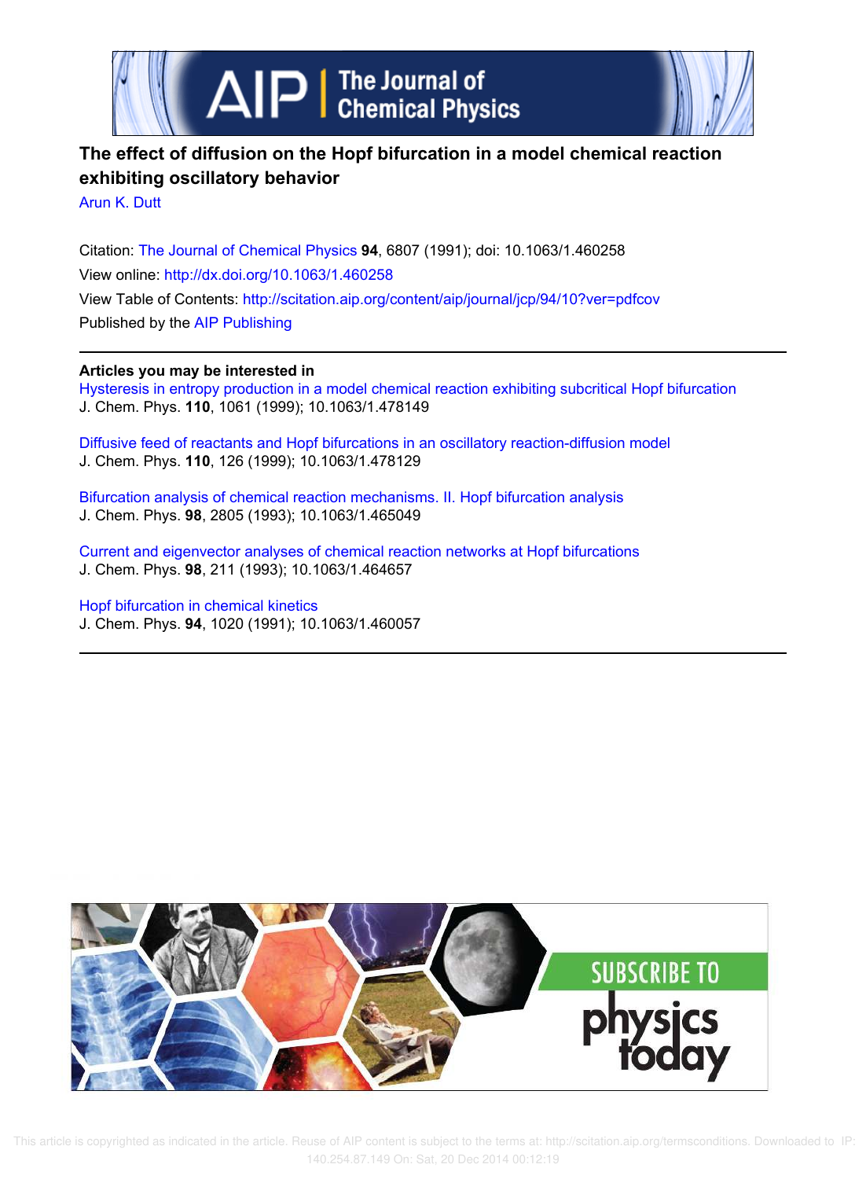# The effect of diffusion on the Hopf bifurcation in a model chemical reaction exhibiting oscillatory behavior

Arun K. Dutt

Citation: The Journal of Chemical Physics **94**, 6807 (1991); doi: 10.1063/1.460258

View online: http://dx.doi.org/10.1063/1.460258

View Table of Contents: http://scitation.aip.org/content/aip/journal/jcp/94/10?ver=pdfcov

Published by the AIP Publishing

**Articles you may be interested in**

Hysteresis in entropy production in a model chemical reaction exhibiting subcritical Hopf bifurcation
J. Chem. Phys. **110**, 1061 (1999); 10.1063/1.478149

Diffusive feed of reactants and Hopf bifurcations in an oscillatory reaction-diffusion model
J. Chem. Phys. **110**, 126 (1999); 10.1063/1.478129

Bifurcation analysis of chemical reaction mechanisms. II. Hopf bifurcation analysis
J. Chem. Phys. **98**, 2805 (1993); 10.1063/1.465049

Current and eigenvector analyses of chemical reaction networks at Hopf bifurcations
J. Chem. Phys. **98**, 211 (1993); 10.1063/1.464657

Hopf bifurcation in chemical kinetics
J. Chem. Phys. **94**, 1020 (1991); 10.1063/1.460057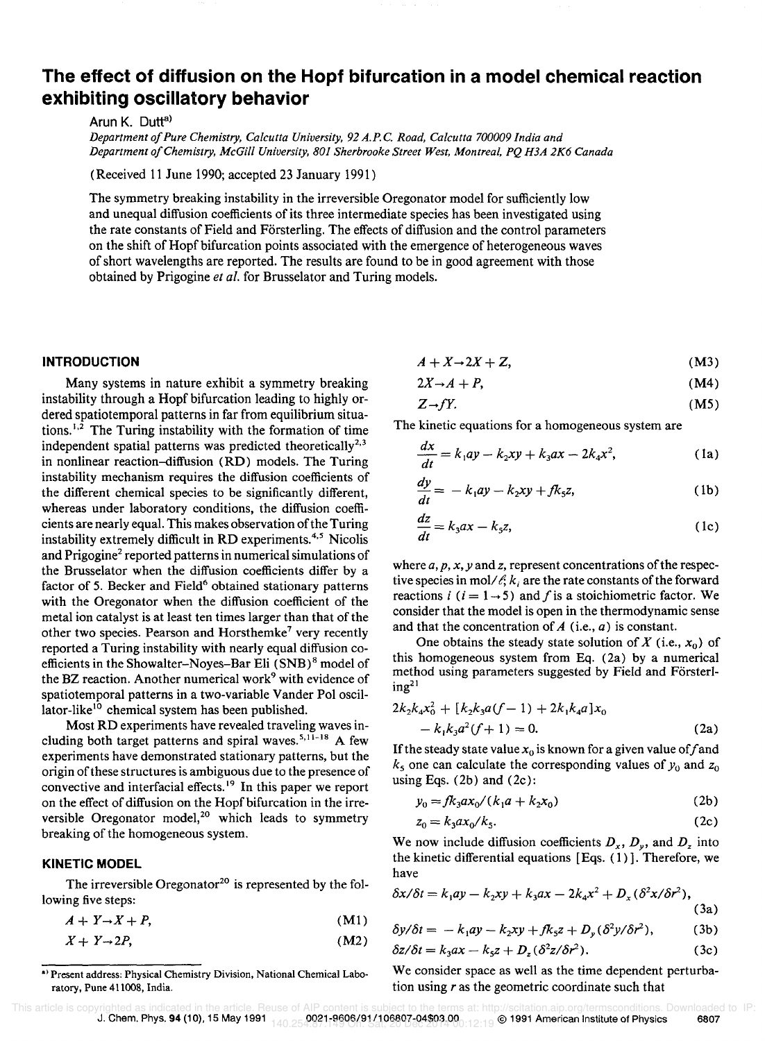# The effect of diffusion on the Hopf bifurcation in a model chemical reaction exhibiting oscillatory behavior

Arun K. Dutt[a)]

Department of Pure Chemistry, Calcutta University, 92 A.P.C. Road, Calcutta 700009 India and Department of Chemistry, McGill University, 801 Sherbrooke Street West, Montreal, PQ H3A 2K6 Canada

(Received 11 June 1990; accepted 23 January 1991)

The symmetry breaking instability in the irreversible Oregonator model for sufficiently low and unequal diffusion coefficients of its three intermediate species has been investigated using the rate constants of Field and Försterling. The effects of diffusion and the control parameters on the shift of Hopf bifurcation points associated with the emergence of heterogeneous waves of short wavelengths are reported. The results are found to be in good agreement with those obtained by Prigogine *et al.* for Brusselator and Turing models.

## INTRODUCTION

Many systems in nature exhibit a symmetry breaking instability through a Hopf bifurcation leading to highly ordered spatiotemporal patterns in far from equilibrium situations.[1,2] The Turing instability with the formation of time independent spatial patterns was predicted theoretically[2,3] in nonlinear reaction–diffusion (RD) models. The Turing instability mechanism requires the diffusion coefficients of the different chemical species to be significantly different, whereas under laboratory conditions, the diffusion coefficients are nearly equal. This makes observation of the Turing instability extremely difficult in RD experiments.[4,5] Nicolis and Prigogine[2] reported patterns in numerical simulations of the Brusselator when the diffusion coefficients differ by a factor of 5. Becker and Field[6] obtained stationary patterns with the Oregonator when the diffusion coefficient of the metal ion catalyst is at least ten times larger than that of the other two species. Pearson and Horsthemke[7] very recently reported a Turing instability with nearly equal diffusion coefficients in the Showalter–Noyes–Bar Eli (SNB)[8] model of the BZ reaction. Another numerical work[9] with evidence of spatiotemporal patterns in a two-variable Vander Pol oscillator-like[10] chemical system has been published.

Most RD experiments have revealed traveling waves including both target patterns and spiral waves.[5,11-18] A few experiments have demonstrated stationary patterns, but the origin of these structures is ambiguous due to the presence of convective and interfacial effects.[19] In this paper we report on the effect of diffusion on the Hopf bifurcation in the irreversible Oregonator model,[20] which leads to symmetry breaking of the homogeneous system.

## KINETIC MODEL

The irreversible Oregonator[20] is represented by the following five steps:

$$A + Y \rightarrow X + P, \tag{M1}$$

$$X + Y \rightarrow 2P, \tag{M2}$$

$$A + X \rightarrow 2X + Z, \tag{M3}$$

$$2X \rightarrow A + P, \tag{M4}$$

$$Z \rightarrow fY. \tag{M5}$$

The kinetic equations for a homogeneous system are

$$\frac{dx}{dt} = k_1 ay - k_2 xy + k_3 ax - 2k_4 x^2, \tag{1a}$$

$$\frac{dy}{dt} = -k_1 ay - k_2 xy + fk_5 z, \tag{1b}$$

$$\frac{dz}{dt} = k_3 ax - k_5 z, \tag{1c}$$

where $a, p, x, y$ and $z$, represent concentrations of the respective species in mol/ℓ; $k_i$ are the rate constants of the forward reactions $i$ ($i = 1 \rightarrow 5$) and $f$ is a stoichiometric factor. We consider that the model is open in the thermodynamic sense and that the concentration of $A$ (i.e., $a$) is constant.

One obtains the steady state solution of $X$ (i.e., $x_0$) of this homogeneous system from Eq. (2a) by a numerical method using parameters suggested by Field and Försterling[21]

$$2k_2 k_4 x_0^2 + [k_2 k_3 a(f-1) + 2k_1 k_4 a]x_0 - k_1 k_3 a^2 (f+1) = 0. \tag{2a}$$

If the steady state value $x_0$ is known for a given value of $f$ and $k_5$ one can calculate the corresponding values of $y_0$ and $z_0$ using Eqs. (2b) and (2c):

$$y_0 = fk_3 a x_0 / (k_1 a + k_2 x_0) \tag{2b}$$

$$z_0 = k_3 a x_0 / k_5. \tag{2c}$$

We now include diffusion coefficients $D_x$, $D_y$, and $D_z$ into the kinetic differential equations [Eqs. (1)]. Therefore, we have

$$\delta x/\delta t = k_1 ay - k_2 xy + k_3 ax - 2k_4 x^2 + D_x (\delta^2 x/\delta r^2), \tag{3a}$$

$$\delta y/\delta t = -k_1 ay - k_2 xy + fk_5 z + D_y (\delta^2 y/\delta r^2), \tag{3b}$$

$$\delta z/\delta t = k_3 ax - k_5 z + D_z (\delta^2 z/\delta r^2). \tag{3c}$$

We consider space as well as the time dependent perturbation using $r$ as the geometric coordinate such that

a) Present address: Physical Chemistry Division, National Chemical Laboratory, Pune 411008, India.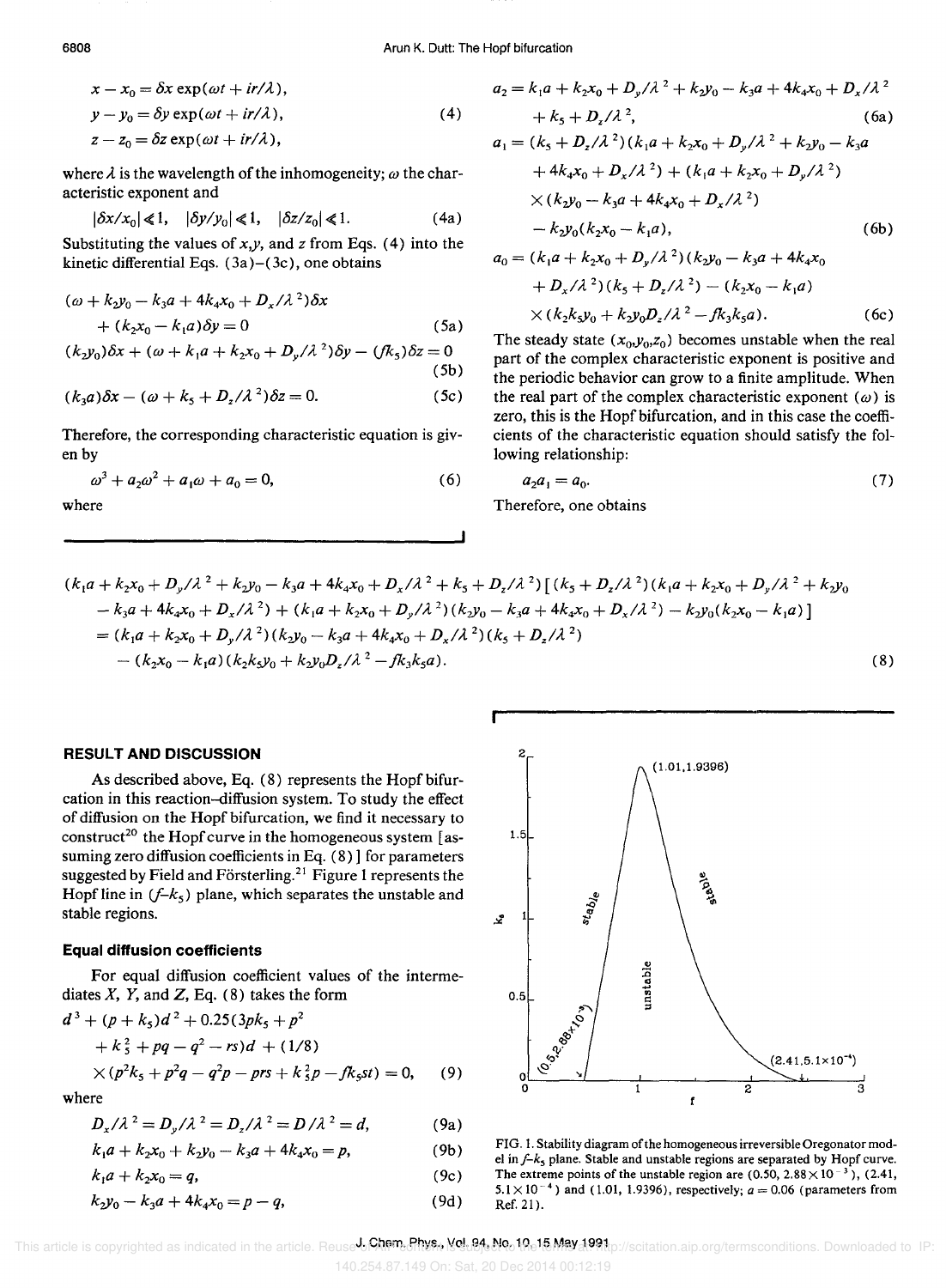$$x - x_0 = \delta x \exp(\omega t + ir/\lambda),$$
$$y - y_0 = \delta y \exp(\omega t + ir/\lambda), \quad (4)$$
$$z - z_0 = \delta z \exp(\omega t + ir/\lambda),$$

where $\lambda$ is the wavelength of the inhomogeneity; $\omega$ the characteristic exponent and

$$|\delta x/x_0| \ll 1, \quad |\delta y/y_0| \ll 1, \quad |\delta z/z_0| \ll 1. \quad (4a)$$

Substituting the values of $x$, $y$, and $z$ from Eqs. (4) into the kinetic differential Eqs. (3a)–(3c), one obtains

$$(\omega + k_2 y_0 - k_3 a + 4k_4 x_0 + D_x/\lambda^2)\delta x + (k_2 x_0 - k_1 a)\delta y = 0 \quad (5a)$$

$$(k_2 y_0)\delta x + (\omega + k_1 a + k_2 x_0 + D_y/\lambda^2)\delta y - (f k_5)\delta z = 0 \quad (5b)$$

$$(k_3 a)\delta x - (\omega + k_5 + D_z/\lambda^2)\delta z = 0. \quad (5c)$$

Therefore, the corresponding characteristic equation is given by

$$\omega^3 + a_2\omega^2 + a_1\omega + a_0 = 0, \quad (6)$$

where

$$a_2 = k_1 a + k_2 x_0 + D_y/\lambda^2 + k_2 y_0 - k_3 a + 4k_4 x_0 + D_x/\lambda^2 + k_5 + D_z/\lambda^2, \quad (6a)$$

$$a_1 = (k_5 + D_z/\lambda^2)(k_1 a + k_2 x_0 + D_y/\lambda^2 + k_2 y_0 - k_3 a + 4k_4 x_0 + D_x/\lambda^2) + (k_1 a + k_2 x_0 + D_y/\lambda^2) \times (k_2 y_0 - k_3 a + 4k_4 x_0 + D_x/\lambda^2) - k_2 y_0 (k_2 x_0 - k_1 a), \quad (6b)$$

$$a_0 = (k_1 a + k_2 x_0 + D_y/\lambda^2)(k_2 y_0 - k_3 a + 4k_4 x_0 + D_x/\lambda^2)(k_5 + D_z/\lambda^2) - (k_2 x_0 - k_1 a) \times (k_2 k_5 y_0 + k_2 y_0 D_z/\lambda^2 - f k_3 k_5 a). \quad (6c)$$

The steady state $(x_0, y_0, z_0)$ becomes unstable when the real part of the complex characteristic exponent is positive and the periodic behavior can grow to a finite amplitude. When the real part of the complex characteristic exponent ($\omega$) is zero, this is the Hopf bifurcation, and in this case the coefficients of the characteristic equation should satisfy the following relationship:

$$a_2 a_1 = a_0. \quad (7)$$

Therefore, one obtains

$$(k_1 a + k_2 x_0 + D_y/\lambda^2 + k_2 y_0 - k_3 a + 4k_4 x_0 + D_x/\lambda^2 + k_5 + D_z/\lambda^2)[(k_5 + D_z/\lambda^2)(k_1 a + k_2 x_0 + D_y/\lambda^2 + k_2 y_0 - k_3 a + 4k_4 x_0 + D_x/\lambda^2) + (k_1 a + k_2 x_0 + D_y/\lambda^2)(k_2 y_0 - k_3 a + 4k_4 x_0 + D_x/\lambda^2) - k_2 y_0 (k_2 x_0 - k_1 a)]$$
$$= (k_1 a + k_2 x_0 + D_y/\lambda^2)(k_2 y_0 - k_3 a + 4k_4 x_0 + D_x/\lambda^2)(k_5 + D_z/\lambda^2) - (k_2 x_0 - k_1 a)(k_2 k_5 y_0 + k_2 y_0 D_z/\lambda^2 - f k_3 k_5 a). \quad (8)$$

## RESULT AND DISCUSSION

As described above, Eq. (8) represents the Hopf bifurcation in this reaction–diffusion system. To study the effect of diffusion on the Hopf bifurcation, we find it necessary to construct[20] the Hopf curve in the homogeneous system [assuming zero diffusion coefficients in Eq. (8)] for parameters suggested by Field and Försterling.[21] Figure 1 represents the Hopf line in ($f$–$k_5$) plane, which separates the unstable and stable regions.

### Equal diffusion coefficients

For equal diffusion coefficient values of the intermediates X, Y, and Z, Eq. (8) takes the form

$$d^3 + (p + k_5)d^2 + 0.25(3pk_5 + p^2 + k_5^2 + pq - q^2 - rs)d + (1/8) \times (p^2 k_5 + p^2 q - q^2 p - prs + k_5^2 p - f k_5 st) = 0, \quad (9)$$

where

$$D_x/\lambda^2 = D_y/\lambda^2 = D_z/\lambda^2 = D/\lambda^2 = d, \quad (9a)$$

$$k_1 a + k_2 x_0 + k_2 y_0 - k_3 a + 4k_4 x_0 = p, \quad (9b)$$

$$k_1 a + k_2 x_0 = q, \quad (9c)$$

$$k_2 y_0 - k_3 a + 4k_4 x_0 = p - q, \quad (9d)$$

FIG. 1. Stability diagram of the homogeneous irreversible Oregonator model in $f$–$k_5$ plane. Stable and unstable regions are separated by Hopf curve. The extreme points of the unstable region are $(0.50, 2.88\times10^{-3})$, $(2.41, 5.1\times10^{-4})$ and $(1.01, 1.9396)$, respectively; $a = 0.06$ (parameters from Ref. 21).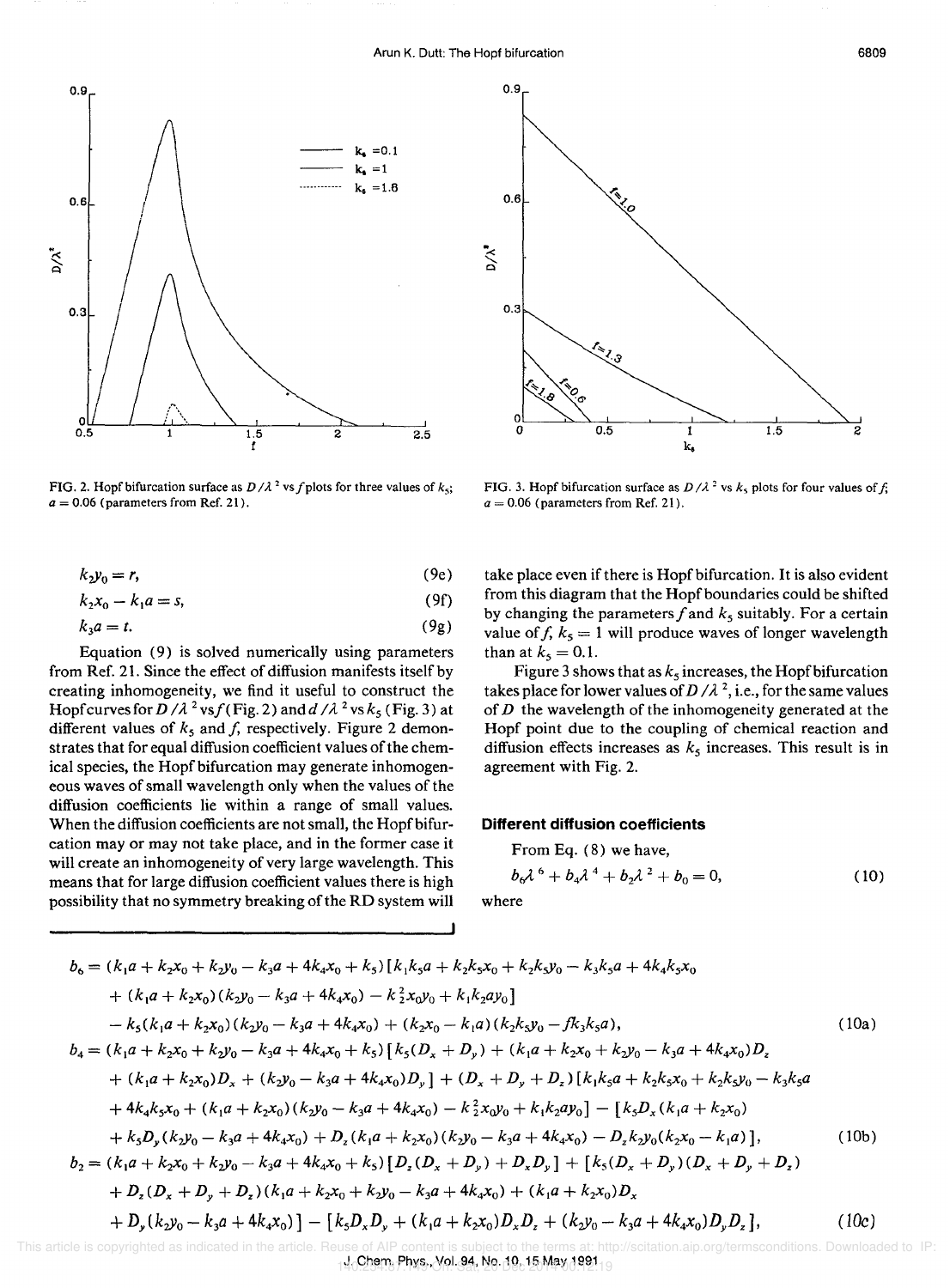FIG. 2. Hopf bifurcation surface as $D/\lambda^2$ vs $f$ plots for three values of $k_5$; $a = 0.06$ (parameters from Ref. 21).

FIG. 3. Hopf bifurcation surface as $D/\lambda^2$ vs $k_5$ plots for four values of $f$; $a = 0.06$ (parameters from Ref. 21).

$$k_2 y_0 = r, \tag{9e}$$

$$k_2 x_0 - k_1 a = s, \tag{9f}$$

$$k_3 a = t. \tag{9g}$$

Equation (9) is solved numerically using parameters from Ref. 21. Since the effect of diffusion manifests itself by creating inhomogeneity, we find it useful to construct the Hopf curves for $D/\lambda^2$ vs $f$ (Fig. 2) and $d/\lambda^2$ vs $k_5$ (Fig. 3) at different values of $k_5$ and $f$, respectively. Figure 2 demonstrates that for equal diffusion coefficient values of the chemical species, the Hopf bifurcation may generate inhomogeneous waves of small wavelength only when the values of the diffusion coefficients lie within a range of small values. When the diffusion coefficients are not small, the Hopf bifurcation may or may not take place, and in the former case it will create an inhomogeneity of very large wavelength. This means that for large diffusion coefficient values there is high possibility that no symmetry breaking of the RD system will take place even if there is Hopf bifurcation. It is also evident from this diagram that the Hopf boundaries could be shifted by changing the parameters $f$ and $k_5$ suitably. For a certain value of $f$, $k_5 = 1$ will produce waves of longer wavelength than at $k_5 = 0.1$.

Figure 3 shows that as $k_5$ increases, the Hopf bifurcation takes place for lower values of $D/\lambda^2$, i.e., for the same values of $D$ the wavelength of the inhomogeneity generated at the Hopf point due to the coupling of chemical reaction and diffusion effects increases as $k_5$ increases. This result is in agreement with Fig. 2.

### Different diffusion coefficients

From Eq. (8) we have,

$$b_6 \lambda^6 + b_4 \lambda^4 + b_2 \lambda^2 + b_0 = 0, \tag{10}$$

where

$$\begin{aligned} b_6 = {} & (k_1 a + k_2 x_0 + k_2 y_0 - k_3 a + 4k_4 x_0 + k_5)[k_1 k_5 a + k_2 k_5 x_0 + k_2 k_5 y_0 - k_3 k_5 a + 4k_4 k_5 x_0 \\ & + (k_1 a + k_2 x_0)(k_2 y_0 - k_3 a + 4k_4 x_0) - k_2^2 x_0 y_0 + k_1 k_2 a y_0] \\ & - k_5 (k_1 a + k_2 x_0)(k_2 y_0 - k_3 a + 4k_4 x_0) + (k_2 x_0 - k_1 a)(k_2 k_5 y_0 - f k_3 k_5 a), \end{aligned} \tag{10a}$$

$$\begin{aligned} b_4 = {} & (k_1 a + k_2 x_0 + k_2 y_0 - k_3 a + 4k_4 x_0 + k_5)[k_5 (D_x + D_y) + (k_1 a + k_2 x_0 + k_2 y_0 - k_3 a + 4k_4 x_0) D_z \\ & + (k_1 a + k_2 x_0) D_x + (k_2 y_0 - k_3 a + 4k_4 x_0) D_y] + (D_x + D_y + D_z)[k_1 k_5 a + k_2 k_5 x_0 + k_2 k_5 y_0 - k_3 k_5 a \\ & + 4k_4 k_5 x_0 + (k_1 a + k_2 x_0)(k_2 y_0 - k_3 a + 4k_4 x_0) - k_2^2 x_0 y_0 + k_1 k_2 a y_0] - [k_5 D_x (k_1 a + k_2 x_0) \\ & + k_5 D_y (k_2 y_0 - k_3 a + 4k_4 x_0) + D_z (k_1 a + k_2 x_0)(k_2 y_0 - k_3 a + 4k_4 x_0) - D_z k_2 y_0 (k_2 x_0 - k_1 a)], \end{aligned} \tag{10b}$$

$$\begin{aligned} b_2 = {} & (k_1 a + k_2 x_0 + k_2 y_0 - k_3 a + 4k_4 x_0 + k_5)[D_z (D_x + D_y) + D_x D_y] + [k_5 (D_x + D_y)(D_x + D_y + D_z) \\ & + D_z (D_x + D_y + D_z)(k_1 a + k_2 x_0 + k_2 y_0 - k_3 a + 4k_4 x_0) + (k_1 a + k_2 x_0) D_x \\ & + D_y (k_2 y_0 - k_3 a + 4k_4 x_0)] - [k_5 D_x D_y + (k_1 a + k_2 x_0) D_x D_z + (k_2 y_0 - k_3 a + 4k_4 x_0) D_y D_z], \end{aligned} \tag{10c}$$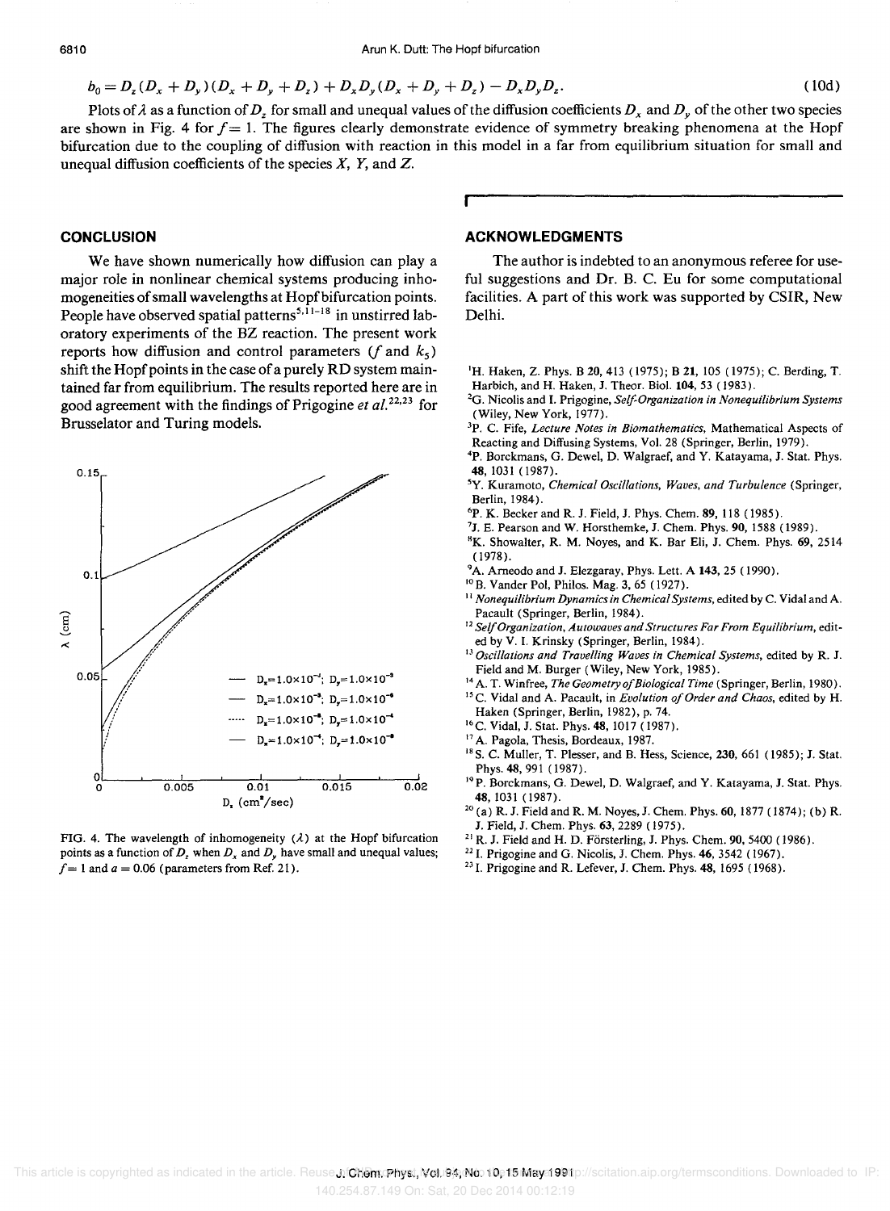$$b_0 = D_z(D_x + D_y)(D_x + D_y + D_z) + D_x D_y (D_x + D_y + D_z) - D_x D_y D_z. \tag{10d}$$

Plots of $\lambda$ as a function of $D_z$ for small and unequal values of the diffusion coefficients $D_x$ and $D_y$ of the other two species are shown in Fig. 4 for $f = 1$. The figures clearly demonstrate evidence of symmetry breaking phenomena at the Hopf bifurcation due to the coupling of diffusion with reaction in this model in a far from equilibrium situation for small and unequal diffusion coefficients of the species $X$, $Y$, and $Z$.

## CONCLUSION

We have shown numerically how diffusion can play a major role in nonlinear chemical systems producing inhomogeneities of small wavelengths at Hopf bifurcation points. People have observed spatial patterns[5,11-18] in unstirred laboratory experiments of the BZ reaction. The present work reports how diffusion and control parameters ($f$ and $k_5$) shift the Hopf points in the case of a purely RD system maintained far from equilibrium. The results reported here are in good agreement with the findings of Prigogine *et al.*[22,23] for Brusselator and Turing models.

0.15
0.1
0.05
0
λ (cm)
0
0.005
0.01
0.015
0.02
$D_z$ (cm²/sec)
— $D_x=1.0\times10^{-4}$; $D_y=1.0\times10^{-8}$
— $D_x=1.0\times10^{-8}$; $D_y=1.0\times10^{-6}$
····· $D_x=1.0\times10^{-6}$; $D_y=1.0\times10^{-4}$
— $D_x=1.0\times10^{-4}$; $D_y=1.0\times10^{-8}$

FIG. 4. The wavelength of inhomogeneity ($\lambda$) at the Hopf bifurcation points as a function of $D_z$ when $D_x$ and $D_y$ have small and unequal values; $f = 1$ and $a = 0.06$ (parameters from Ref. 21).

## ACKNOWLEDGMENTS

The author is indebted to an anonymous referee for useful suggestions and Dr. B. C. Eu for some computational facilities. A part of this work was supported by CSIR, New Delhi.

[1] H. Haken, Z. Phys. B **20**, 413 (1975); B **21**, 105 (1975); C. Berding, T. Harbich, and H. Haken, J. Theor. Biol. **104**, 53 (1983).

[2] G. Nicolis and I. Prigogine, *Self-Organization in Nonequilibrium Systems* (Wiley, New York, 1977).

[3] P. C. Fife, *Lecture Notes in Biomathematics*, Mathematical Aspects of Reacting and Diffusing Systems, Vol. 28 (Springer, Berlin, 1979).

[4] P. Borckmans, G. Dewel, D. Walgraef, and Y. Katayama, J. Stat. Phys. **48**, 1031 (1987).

[5] Y. Kuramoto, *Chemical Oscillations, Waves, and Turbulence* (Springer, Berlin, 1984).

[6] P. K. Becker and R. J. Field, J. Phys. Chem. **89**, 118 (1985).

[7] J. E. Pearson and W. Horsthemke, J. Chem. Phys. **90**, 1588 (1989).

[8] K. Showalter, R. M. Noyes, and K. Bar Eli, J. Chem. Phys. **69**, 2514 (1978).

[9] A. Arneodo and J. Elezgaray, Phys. Lett. A **143**, 25 (1990).

[10] B. Vander Pol, Philos. Mag. **3**, 65 (1927).

[11] *Nonequilibrium Dynamics in Chemical Systems*, edited by C. Vidal and A. Pacault (Springer, Berlin, 1984).

[12] *Self Organization, Autowaves and Structures Far From Equilibrium*, edited by V. I. Krinsky (Springer, Berlin, 1984).

[13] *Oscillations and Travelling Waves in Chemical Systems*, edited by R. J. Field and M. Burger (Wiley, New York, 1985).

[14] A. T. Winfree, *The Geometry of Biological Time* (Springer, Berlin, 1980).

[15] C. Vidal and A. Pacault, in *Evolution of Order and Chaos*, edited by H. Haken (Springer, Berlin, 1982), p. 74.

[16] C. Vidal, J. Stat. Phys. **48**, 1017 (1987).

[17] A. Pagola, Thesis, Bordeaux, 1987.

[18] S. C. Muller, T. Plesser, and B. Hess, Science, **230**, 661 (1985); J. Stat. Phys. **48**, 991 (1987).

[19] P. Borckmans, G. Dewel, D. Walgraef, and Y. Katayama, J. Stat. Phys. **48**, 1031 (1987).

[20] (a) R. J. Field and R. M. Noyes, J. Chem. Phys. **60**, 1877 (1874); (b) R. J. Field, J. Chem. Phys. **63**, 2289 (1975).

[21] R. J. Field and H. D. Försterling, J. Phys. Chem. **90**, 5400 (1986).

[22] I. Prigogine and G. Nicolis, J. Chem. Phys. **46**, 3542 (1967).

[23] I. Prigogine and R. Lefever, J. Chem. Phys. **48**, 1695 (1968).